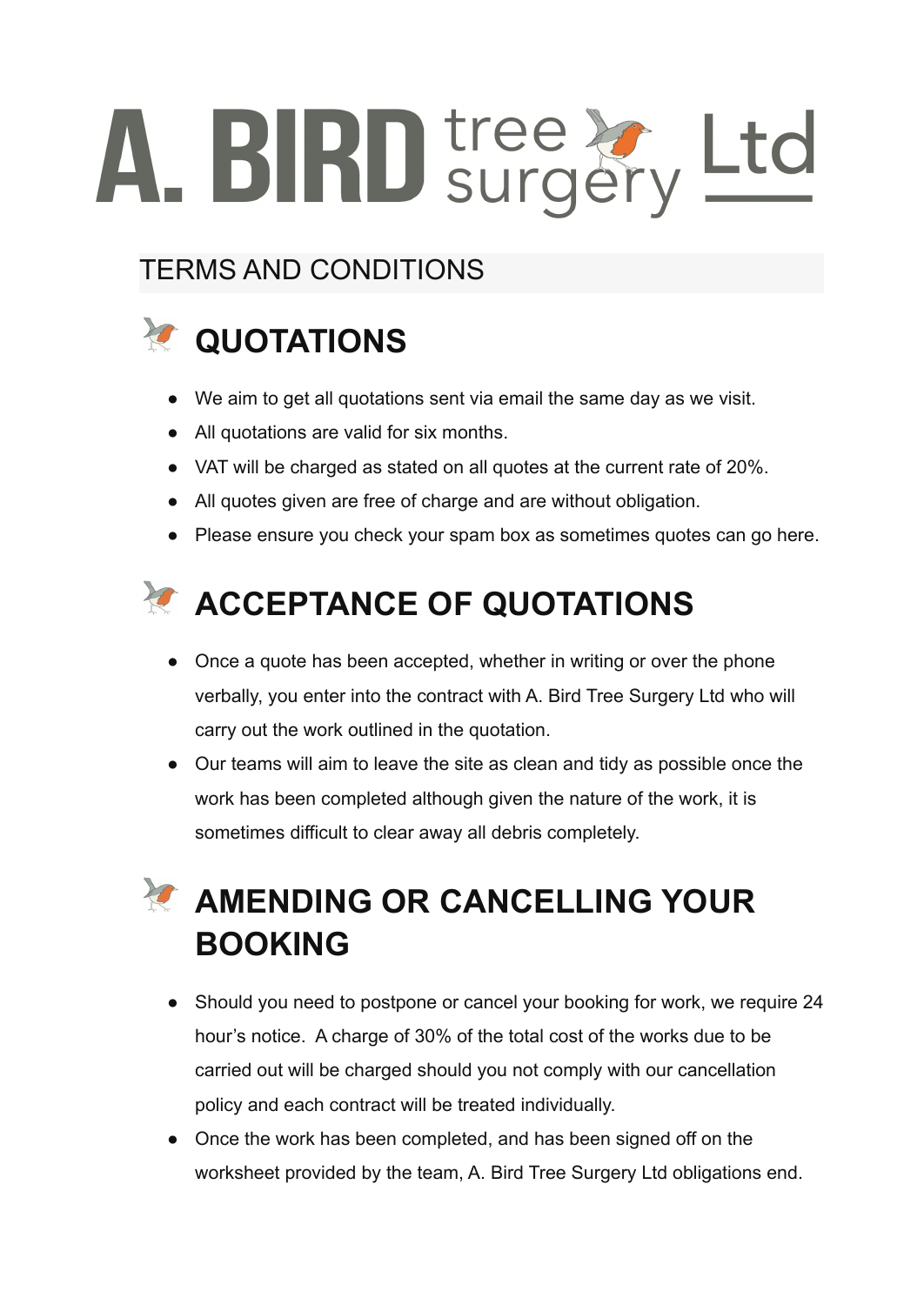# A. BIRD tree surgery Ltd

## TERMS AND CONDITIONS

### QUOTATIONS

- We aim to get all quotations sent via email the same day as we visit.
- All quotations are valid for six months.
- VAT will be charged as stated on all quotes at the current rate of 20%.
- All quotes given are free of charge and are without obligation.
- Please ensure you check your spam box as sometimes quotes can go here.

### ACCEPTANCE OF QUOTATIONS

- Once a quote has been accepted, whether in writing or over the phone verbally, you enter into the contract with A. Bird Tree Surgery Ltd who will carry out the work outlined in the quotation.
- Our teams will aim to leave the site as clean and tidy as possible once the work has been completed although given the nature of the work, it is sometimes difficult to clear away all debris completely.

### AMENDING OR CANCELLING YOUR BOOKING

- Should you need to postpone or cancel your booking for work, we require 24 hour's notice. A charge of 30% of the total cost of the works due to be carried out will be charged should you not comply with our cancellation policy and each contract will be treated individually.
- Once the work has been completed, and has been signed off on the worksheet provided by the team, A. Bird Tree Surgery Ltd obligations end.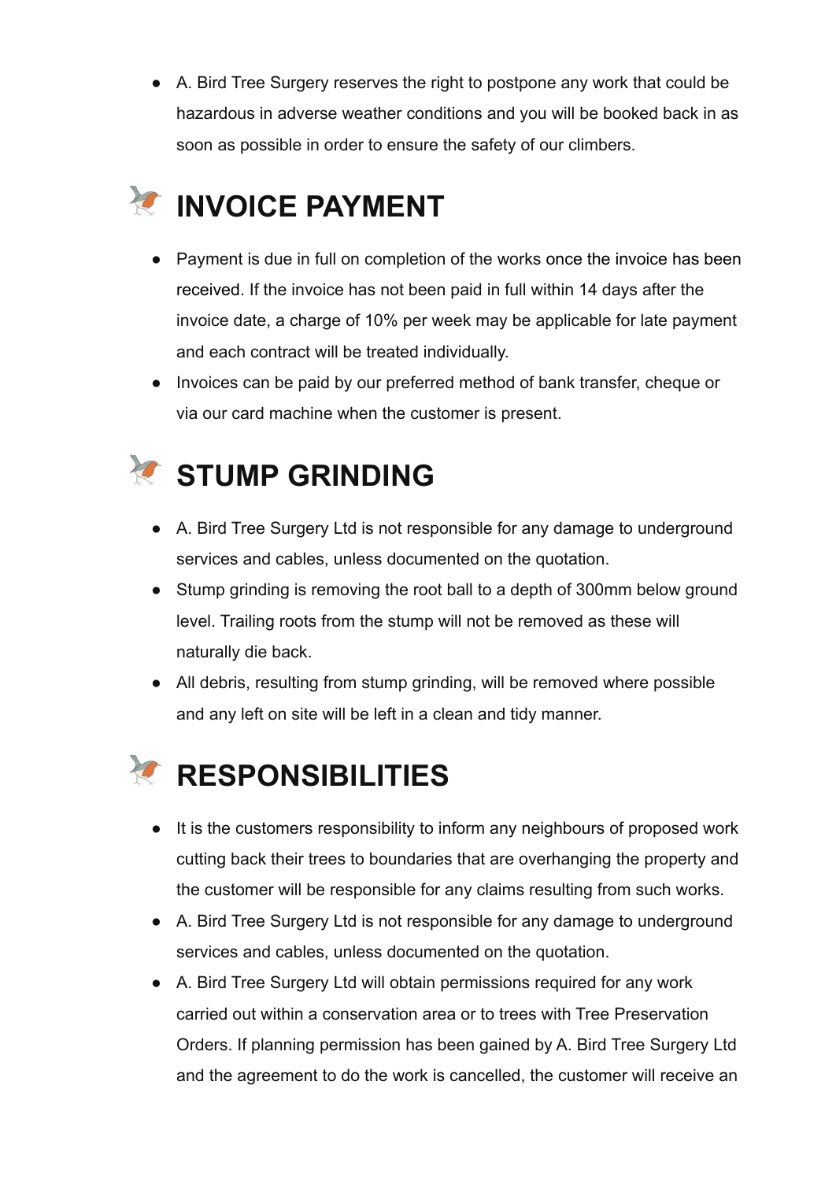- A. Bird Tree Surgery reserves the right to postpone any work that could be hazardous in adverse weather conditions and you will be booked back in as soon as possible in order to ensure the safety of our climbers.

## INVOICE PAYMENT

- Payment is due in full on completion of the works once the invoice has been received. If the invoice has not been paid in full within 14 days after the invoice date, a charge of 10% per week may be applicable for late payment and each contract will be treated individually.
- Invoices can be paid by our preferred method of bank transfer, cheque or via our card machine when the customer is present.

## STUMP GRINDING

- A. Bird Tree Surgery Ltd is not responsible for any damage to underground services and cables, unless documented on the quotation.
- Stump grinding is removing the root ball to a depth of 300mm below ground level. Trailing roots from the stump will not be removed as these will naturally die back.
- All debris, resulting from stump grinding, will be removed where possible and any left on site will be left in a clean and tidy manner.

## RESPONSIBILITIES

- It is the customers responsibility to inform any neighbours of proposed work cutting back their trees to boundaries that are overhanging the property and the customer will be responsible for any claims resulting from such works.
- A. Bird Tree Surgery Ltd is not responsible for any damage to underground services and cables, unless documented on the quotation.
- A. Bird Tree Surgery Ltd will obtain permissions required for any work carried out within a conservation area or to trees with Tree Preservation Orders. If planning permission has been gained by A. Bird Tree Surgery Ltd and the agreement to do the work is cancelled, the customer will receive an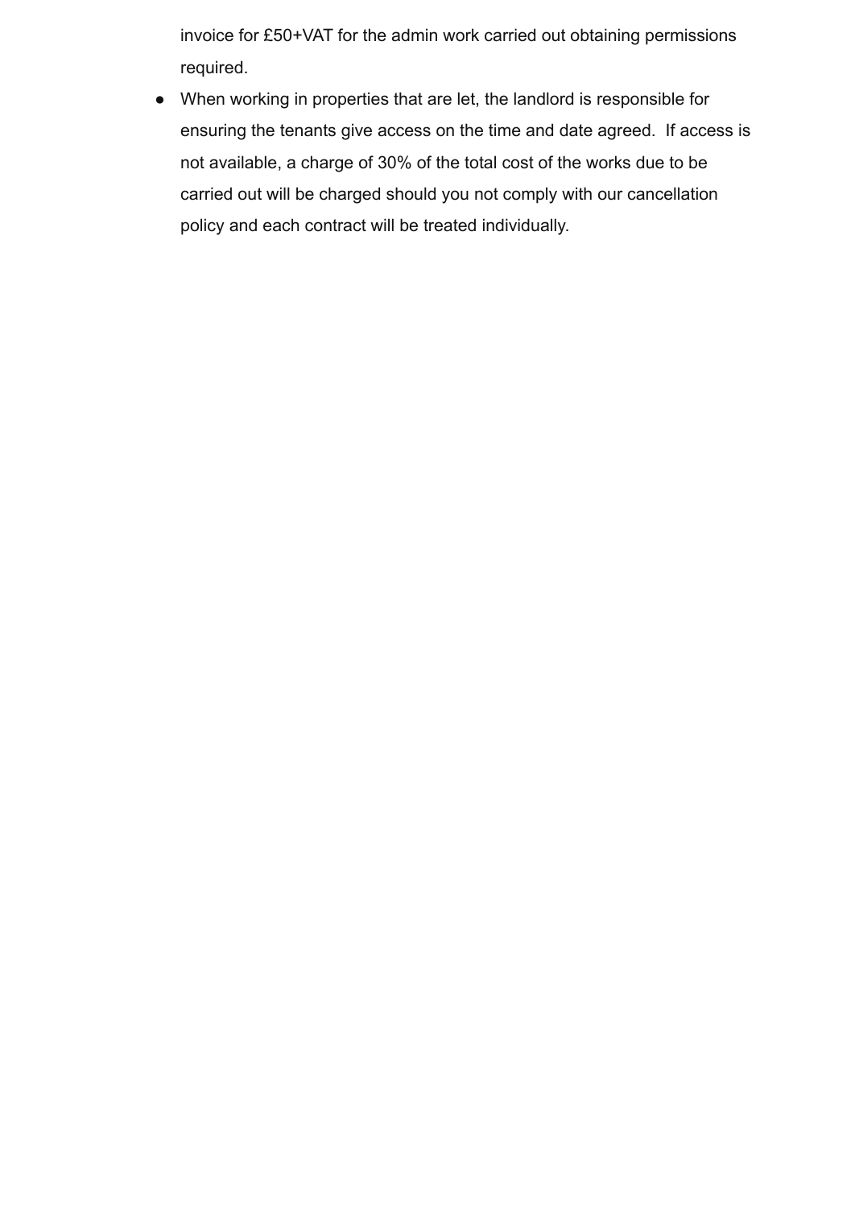invoice for £50+VAT for the admin work carried out obtaining permissions required.

- When working in properties that are let, the landlord is responsible for ensuring the tenants give access on the time and date agreed.  If access is not available, a charge of 30% of the total cost of the works due to be carried out will be charged should you not comply with our cancellation policy and each contract will be treated individually.